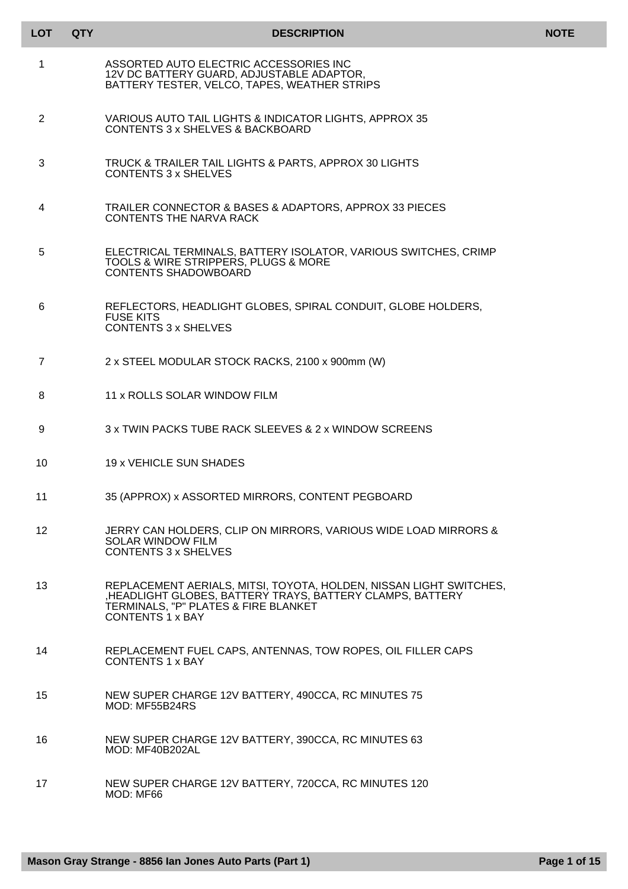| LOT | QTY | DESCRIPTION | NOTE |
|---|---|---|---|
| 1 | | ASSORTED AUTO ELECTRIC ACCESSORIES INC 12V DC BATTERY GUARD, ADJUSTABLE ADAPTOR, BATTERY TESTER, VELCO, TAPES, WEATHER STRIPS | |
| 2 | | VARIOUS AUTO TAIL LIGHTS & INDICATOR LIGHTS, APPROX 35 CONTENTS 3 x SHELVES & BACKBOARD | |
| 3 | | TRUCK & TRAILER TAIL LIGHTS & PARTS, APPROX 30 LIGHTS CONTENTS 3 x SHELVES | |
| 4 | | TRAILER CONNECTOR & BASES & ADAPTORS, APPROX 33 PIECES CONTENTS THE NARVA RACK | |
| 5 | | ELECTRICAL TERMINALS, BATTERY ISOLATOR, VARIOUS SWITCHES, CRIMP TOOLS & WIRE STRIPPERS, PLUGS & MORE CONTENTS SHADOWBOARD | |
| 6 | | REFLECTORS, HEADLIGHT GLOBES, SPIRAL CONDUIT, GLOBE HOLDERS, FUSE KITS CONTENTS 3 x SHELVES | |
| 7 | | 2 x STEEL MODULAR STOCK RACKS, 2100 x 900mm (W) | |
| 8 | | 11 x ROLLS SOLAR WINDOW FILM | |
| 9 | | 3 x TWIN PACKS TUBE RACK SLEEVES & 2 x WINDOW SCREENS | |
| 10 | | 19 x VEHICLE SUN SHADES | |
| 11 | | 35 (APPROX) x ASSORTED MIRRORS, CONTENT PEGBOARD | |
| 12 | | JERRY CAN HOLDERS, CLIP ON MIRRORS, VARIOUS WIDE LOAD MIRRORS & SOLAR WINDOW FILM CONTENTS 3 x SHELVES | |
| 13 | | REPLACEMENT AERIALS, MITSI, TOYOTA, HOLDEN, NISSAN LIGHT SWITCHES, ,HEADLIGHT GLOBES, BATTERY TRAYS, BATTERY CLAMPS, BATTERY TERMINALS, "P" PLATES & FIRE BLANKET CONTENTS 1 x BAY | |
| 14 | | REPLACEMENT FUEL CAPS, ANTENNAS, TOW ROPES, OIL FILLER CAPS CONTENTS 1 x BAY | |
| 15 | | NEW SUPER CHARGE 12V BATTERY, 490CCA, RC MINUTES 75 MOD: MF55B24RS | |
| 16 | | NEW SUPER CHARGE 12V BATTERY, 390CCA, RC MINUTES 63 MOD: MF40B202AL | |
| 17 | | NEW SUPER CHARGE 12V BATTERY, 720CCA, RC MINUTES 120 MOD: MF66 | |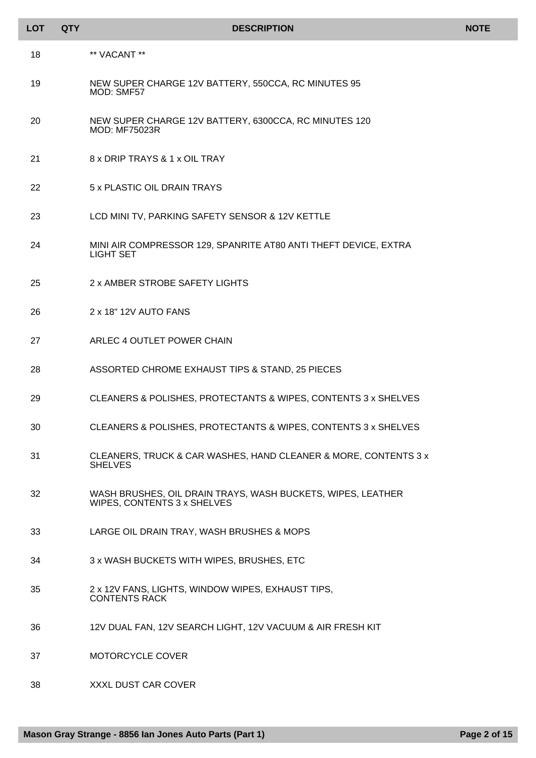| LOT | QTY | DESCRIPTION | NOTE |
| --- | --- | --- | --- |
| 18 | | ** VACANT ** | |
| 19 | | NEW SUPER CHARGE 12V BATTERY, 550CCA, RC MINUTES 95<br>MOD: SMF57 | |
| 20 | | NEW SUPER CHARGE 12V BATTERY, 6300CCA, RC MINUTES 120<br>MOD: MF75023R | |
| 21 | | 8 x DRIP TRAYS & 1 x OIL TRAY | |
| 22 | | 5 x PLASTIC OIL DRAIN TRAYS | |
| 23 | | LCD MINI TV, PARKING SAFETY SENSOR & 12V KETTLE | |
| 24 | | MINI AIR COMPRESSOR 129, SPANRITE AT80 ANTI THEFT DEVICE, EXTRA LIGHT SET | |
| 25 | | 2 x AMBER STROBE SAFETY LIGHTS | |
| 26 | | 2 x 18" 12V AUTO FANS | |
| 27 | | ARLEC 4 OUTLET POWER CHAIN | |
| 28 | | ASSORTED CHROME EXHAUST TIPS & STAND, 25 PIECES | |
| 29 | | CLEANERS & POLISHES, PROTECTANTS & WIPES, CONTENTS 3 x SHELVES | |
| 30 | | CLEANERS & POLISHES, PROTECTANTS & WIPES, CONTENTS 3 x SHELVES | |
| 31 | | CLEANERS, TRUCK & CAR WASHES, HAND CLEANER & MORE, CONTENTS 3 x SHELVES | |
| 32 | | WASH BRUSHES, OIL DRAIN TRAYS, WASH BUCKETS, WIPES, LEATHER WIPES, CONTENTS 3 x SHELVES | |
| 33 | | LARGE OIL DRAIN TRAY, WASH BRUSHES & MOPS | |
| 34 | | 3 x WASH BUCKETS WITH WIPES, BRUSHES, ETC | |
| 35 | | 2 x 12V FANS, LIGHTS, WINDOW WIPES, EXHAUST TIPS,<br>CONTENTS RACK | |
| 36 | | 12V DUAL FAN, 12V SEARCH LIGHT, 12V VACUUM & AIR FRESH KIT | |
| 37 | | MOTORCYCLE COVER | |
| 38 | | XXXL DUST CAR COVER | |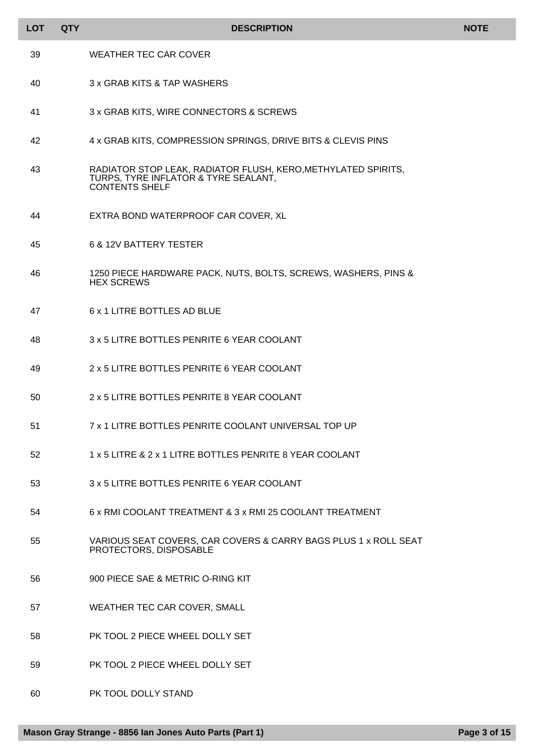| LOT | QTY | DESCRIPTION | NOTE |
|---|---|---|---|
| 39 | | WEATHER TEC CAR COVER | |
| 40 | | 3 x GRAB KITS & TAP WASHERS | |
| 41 | | 3 x GRAB KITS, WIRE CONNECTORS & SCREWS | |
| 42 | | 4 x GRAB KITS, COMPRESSION SPRINGS, DRIVE BITS & CLEVIS PINS | |
| 43 | | RADIATOR STOP LEAK, RADIATOR FLUSH, KERO,METHYLATED SPIRITS, TURPS, TYRE INFLATOR & TYRE SEALANT, CONTENTS SHELF | |
| 44 | | EXTRA BOND WATERPROOF CAR COVER, XL | |
| 45 | | 6 & 12V BATTERY TESTER | |
| 46 | | 1250 PIECE HARDWARE PACK, NUTS, BOLTS, SCREWS, WASHERS, PINS & HEX SCREWS | |
| 47 | | 6 x 1 LITRE BOTTLES AD BLUE | |
| 48 | | 3 x 5 LITRE BOTTLES PENRITE 6 YEAR COOLANT | |
| 49 | | 2 x 5 LITRE BOTTLES PENRITE 6 YEAR COOLANT | |
| 50 | | 2 x 5 LITRE BOTTLES PENRITE 8 YEAR COOLANT | |
| 51 | | 7 x 1 LITRE BOTTLES PENRITE COOLANT UNIVERSAL TOP UP | |
| 52 | | 1 x 5 LITRE & 2 x 1 LITRE BOTTLES PENRITE 8 YEAR COOLANT | |
| 53 | | 3 x 5 LITRE BOTTLES PENRITE 6 YEAR COOLANT | |
| 54 | | 6 x RMI COOLANT TREATMENT & 3 x RMI 25 COOLANT TREATMENT | |
| 55 | | VARIOUS SEAT COVERS, CAR COVERS & CARRY BAGS PLUS 1 x ROLL SEAT PROTECTORS, DISPOSABLE | |
| 56 | | 900 PIECE SAE & METRIC O-RING KIT | |
| 57 | | WEATHER TEC CAR COVER, SMALL | |
| 58 | | PK TOOL 2 PIECE WHEEL DOLLY SET | |
| 59 | | PK TOOL 2 PIECE WHEEL DOLLY SET | |
| 60 | | PK TOOL DOLLY STAND | |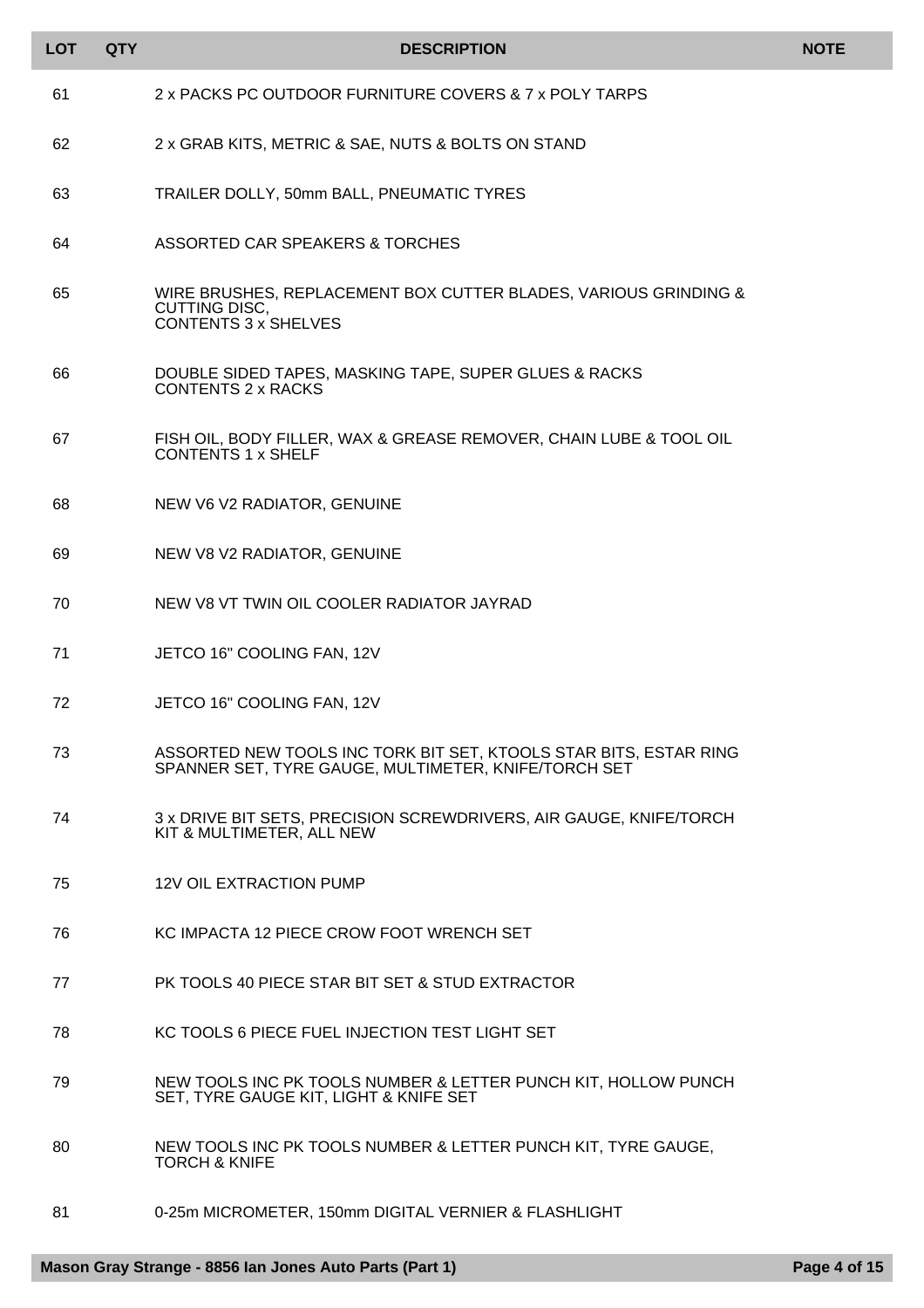| LOT | QTY | DESCRIPTION | NOTE |
|---|---|---|---|
| 61 | | 2 x PACKS PC OUTDOOR FURNITURE COVERS & 7 x POLY TARPS | |
| 62 | | 2 x GRAB KITS, METRIC & SAE, NUTS & BOLTS ON STAND | |
| 63 | | TRAILER DOLLY, 50mm BALL, PNEUMATIC TYRES | |
| 64 | | ASSORTED CAR SPEAKERS & TORCHES | |
| 65 | | WIRE BRUSHES, REPLACEMENT BOX CUTTER BLADES, VARIOUS GRINDING & CUTTING DISC, CONTENTS 3 x SHELVES | |
| 66 | | DOUBLE SIDED TAPES, MASKING TAPE, SUPER GLUES & RACKS CONTENTS 2 x RACKS | |
| 67 | | FISH OIL, BODY FILLER, WAX & GREASE REMOVER, CHAIN LUBE & TOOL OIL CONTENTS 1 x SHELF | |
| 68 | | NEW V6 V2 RADIATOR, GENUINE | |
| 69 | | NEW V8 V2 RADIATOR, GENUINE | |
| 70 | | NEW V8 VT TWIN OIL COOLER RADIATOR JAYRAD | |
| 71 | | JETCO 16" COOLING FAN, 12V | |
| 72 | | JETCO 16" COOLING FAN, 12V | |
| 73 | | ASSORTED NEW TOOLS INC TORK BIT SET, KTOOLS STAR BITS, ESTAR RING SPANNER SET, TYRE GAUGE, MULTIMETER, KNIFE/TORCH SET | |
| 74 | | 3 x DRIVE BIT SETS, PRECISION SCREWDRIVERS, AIR GAUGE, KNIFE/TORCH KIT & MULTIMETER, ALL NEW | |
| 75 | | 12V OIL EXTRACTION PUMP | |
| 76 | | KC IMPACTA 12 PIECE CROW FOOT WRENCH SET | |
| 77 | | PK TOOLS 40 PIECE STAR BIT SET & STUD EXTRACTOR | |
| 78 | | KC TOOLS 6 PIECE FUEL INJECTION TEST LIGHT SET | |
| 79 | | NEW TOOLS INC PK TOOLS NUMBER & LETTER PUNCH KIT, HOLLOW PUNCH SET, TYRE GAUGE KIT, LIGHT & KNIFE SET | |
| 80 | | NEW TOOLS INC PK TOOLS NUMBER & LETTER PUNCH KIT, TYRE GAUGE, TORCH & KNIFE | |
| 81 | | 0-25m MICROMETER, 150mm DIGITAL VERNIER & FLASHLIGHT | |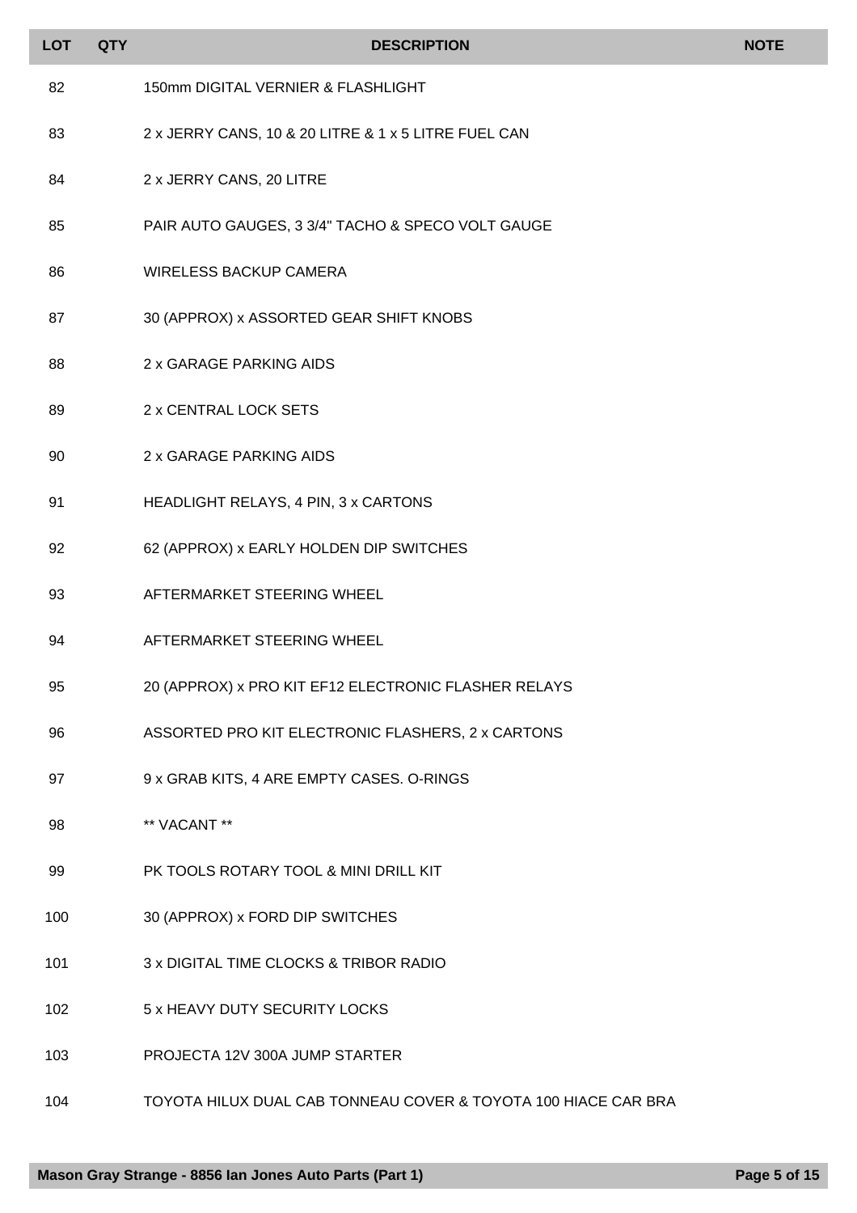| LOT | QTY | DESCRIPTION | NOTE |
|---|---|---|---|
| 82 | | 150mm DIGITAL VERNIER & FLASHLIGHT | |
| 83 | | 2 x JERRY CANS, 10 & 20 LITRE & 1 x 5 LITRE FUEL CAN | |
| 84 | | 2 x JERRY CANS, 20 LITRE | |
| 85 | | PAIR AUTO GAUGES, 3 3/4" TACHO & SPECO VOLT GAUGE | |
| 86 | | WIRELESS BACKUP CAMERA | |
| 87 | | 30 (APPROX) x ASSORTED GEAR SHIFT KNOBS | |
| 88 | | 2 x GARAGE PARKING AIDS | |
| 89 | | 2 x CENTRAL LOCK SETS | |
| 90 | | 2 x GARAGE PARKING AIDS | |
| 91 | | HEADLIGHT RELAYS, 4 PIN, 3 x CARTONS | |
| 92 | | 62 (APPROX) x EARLY HOLDEN DIP SWITCHES | |
| 93 | | AFTERMARKET STEERING WHEEL | |
| 94 | | AFTERMARKET STEERING WHEEL | |
| 95 | | 20 (APPROX) x PRO KIT EF12 ELECTRONIC FLASHER RELAYS | |
| 96 | | ASSORTED PRO KIT ELECTRONIC FLASHERS, 2 x CARTONS | |
| 97 | | 9 x GRAB KITS, 4 ARE EMPTY CASES. O-RINGS | |
| 98 | | ** VACANT ** | |
| 99 | | PK TOOLS ROTARY TOOL & MINI DRILL KIT | |
| 100 | | 30 (APPROX) x FORD DIP SWITCHES | |
| 101 | | 3 x DIGITAL TIME CLOCKS & TRIBOR RADIO | |
| 102 | | 5 x HEAVY DUTY SECURITY LOCKS | |
| 103 | | PROJECTA 12V 300A JUMP STARTER | |
| 104 | | TOYOTA HILUX DUAL CAB TONNEAU COVER & TOYOTA 100 HIACE CAR BRA | |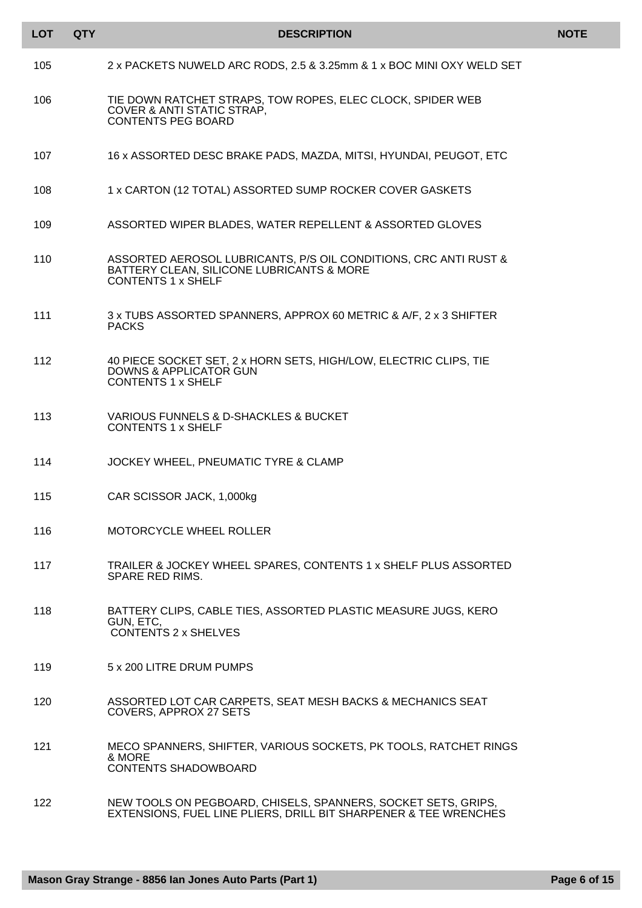| LOT | QTY | DESCRIPTION | NOTE |
|---|---|---|---|
| 105 | | 2 x PACKETS NUWELD ARC RODS, 2.5 & 3.25mm & 1 x BOC MINI OXY WELD SET | |
| 106 | | TIE DOWN RATCHET STRAPS, TOW ROPES, ELEC CLOCK, SPIDER WEB COVER & ANTI STATIC STRAP, CONTENTS PEG BOARD | |
| 107 | | 16 x ASSORTED DESC BRAKE PADS, MAZDA, MITSI, HYUNDAI, PEUGOT, ETC | |
| 108 | | 1 x CARTON (12 TOTAL) ASSORTED SUMP ROCKER COVER GASKETS | |
| 109 | | ASSORTED WIPER BLADES, WATER REPELLENT & ASSORTED GLOVES | |
| 110 | | ASSORTED AEROSOL LUBRICANTS, P/S OIL CONDITIONS, CRC ANTI RUST & BATTERY CLEAN, SILICONE LUBRICANTS & MORE CONTENTS 1 x SHELF | |
| 111 | | 3 x TUBS ASSORTED SPANNERS, APPROX 60 METRIC & A/F, 2 x 3 SHIFTER PACKS | |
| 112 | | 40 PIECE SOCKET SET, 2 x HORN SETS, HIGH/LOW, ELECTRIC CLIPS, TIE DOWNS & APPLICATOR GUN CONTENTS 1 x SHELF | |
| 113 | | VARIOUS FUNNELS & D-SHACKLES & BUCKET CONTENTS 1 x SHELF | |
| 114 | | JOCKEY WHEEL, PNEUMATIC TYRE & CLAMP | |
| 115 | | CAR SCISSOR JACK, 1,000kg | |
| 116 | | MOTORCYCLE WHEEL ROLLER | |
| 117 | | TRAILER & JOCKEY WHEEL SPARES, CONTENTS 1 x SHELF PLUS ASSORTED SPARE RED RIMS. | |
| 118 | | BATTERY CLIPS, CABLE TIES, ASSORTED PLASTIC MEASURE JUGS, KERO GUN, ETC, CONTENTS 2 x SHELVES | |
| 119 | | 5 x 200 LITRE DRUM PUMPS | |
| 120 | | ASSORTED LOT CAR CARPETS, SEAT MESH BACKS & MECHANICS SEAT COVERS, APPROX 27 SETS | |
| 121 | | MECO SPANNERS, SHIFTER, VARIOUS SOCKETS, PK TOOLS, RATCHET RINGS & MORE CONTENTS SHADOWBOARD | |
| 122 | | NEW TOOLS ON PEGBOARD, CHISELS, SPANNERS, SOCKET SETS, GRIPS, EXTENSIONS, FUEL LINE PLIERS, DRILL BIT SHARPENER & TEE WRENCHES | |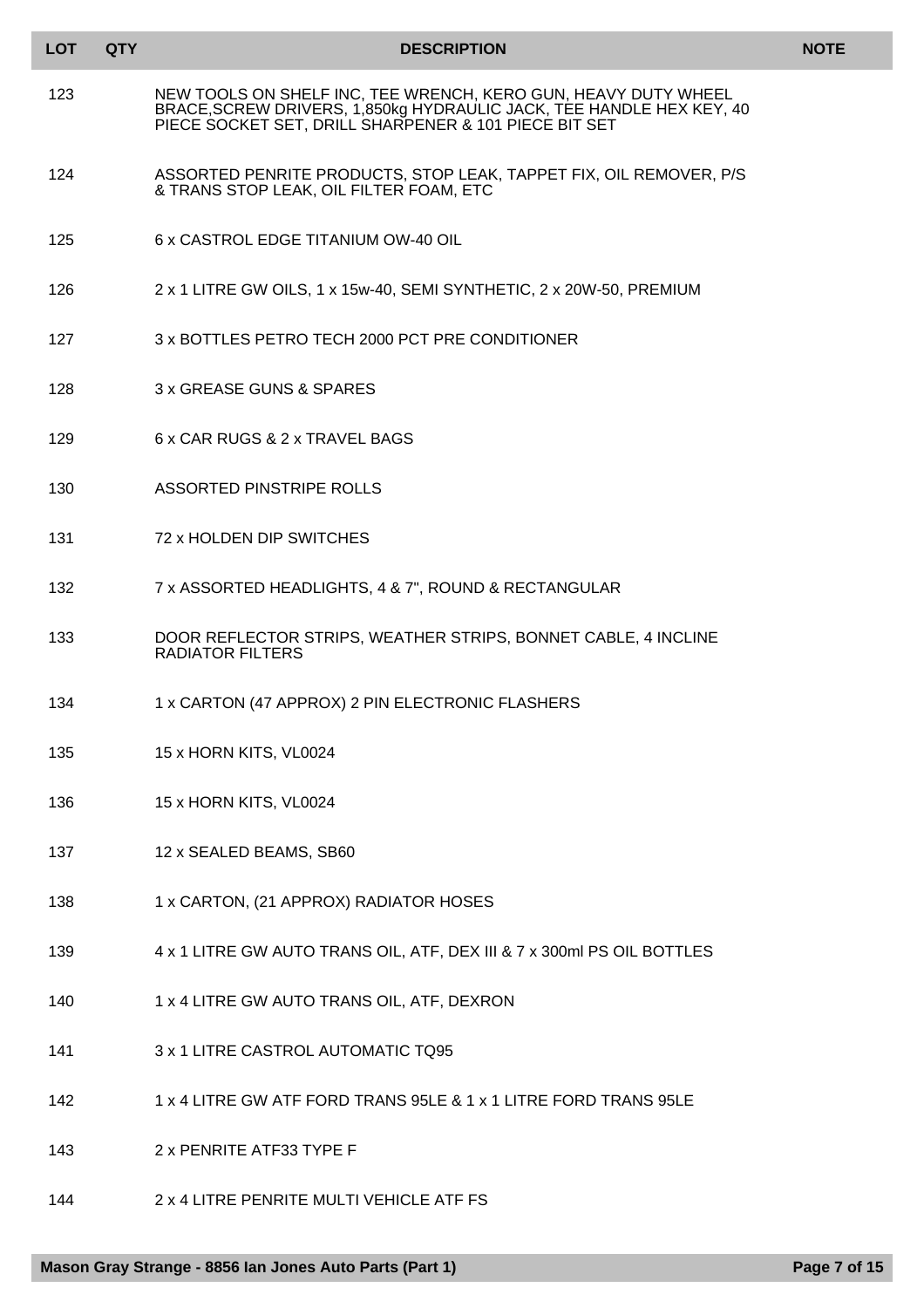| LOT | QTY | DESCRIPTION | NOTE |
| --- | --- | --- | --- |
| 123 | | NEW TOOLS ON SHELF INC, TEE WRENCH, KERO GUN, HEAVY DUTY WHEEL BRACE,SCREW DRIVERS, 1,850kg HYDRAULIC JACK, TEE HANDLE HEX KEY, 40 PIECE SOCKET SET, DRILL SHARPENER & 101 PIECE BIT SET | |
| 124 | | ASSORTED PENRITE PRODUCTS, STOP LEAK, TAPPET FIX, OIL REMOVER, P/S & TRANS STOP LEAK, OIL FILTER FOAM, ETC | |
| 125 | | 6 x CASTROL EDGE TITANIUM OW-40 OIL | |
| 126 | | 2 x 1 LITRE GW OILS, 1 x 15w-40, SEMI SYNTHETIC, 2 x 20W-50, PREMIUM | |
| 127 | | 3 x BOTTLES PETRO TECH 2000 PCT PRE CONDITIONER | |
| 128 | | 3 x GREASE GUNS & SPARES | |
| 129 | | 6 x CAR RUGS & 2 x TRAVEL BAGS | |
| 130 | | ASSORTED PINSTRIPE ROLLS | |
| 131 | | 72 x HOLDEN DIP SWITCHES | |
| 132 | | 7 x ASSORTED HEADLIGHTS, 4 & 7", ROUND & RECTANGULAR | |
| 133 | | DOOR REFLECTOR STRIPS, WEATHER STRIPS, BONNET CABLE, 4 INCLINE RADIATOR FILTERS | |
| 134 | | 1 x CARTON (47 APPROX) 2 PIN ELECTRONIC FLASHERS | |
| 135 | | 15 x HORN KITS, VL0024 | |
| 136 | | 15 x HORN KITS, VL0024 | |
| 137 | | 12 x SEALED BEAMS, SB60 | |
| 138 | | 1 x CARTON, (21 APPROX) RADIATOR HOSES | |
| 139 | | 4 x 1 LITRE GW AUTO TRANS OIL, ATF, DEX III & 7 x 300ml PS OIL BOTTLES | |
| 140 | | 1 x 4 LITRE GW AUTO TRANS OIL, ATF, DEXRON | |
| 141 | | 3 x 1 LITRE CASTROL AUTOMATIC TQ95 | |
| 142 | | 1 x 4 LITRE GW ATF FORD TRANS 95LE & 1 x 1 LITRE FORD TRANS 95LE | |
| 143 | | 2 x PENRITE ATF33 TYPE F | |
| 144 | | 2 x 4 LITRE PENRITE MULTI VEHICLE ATF FS | |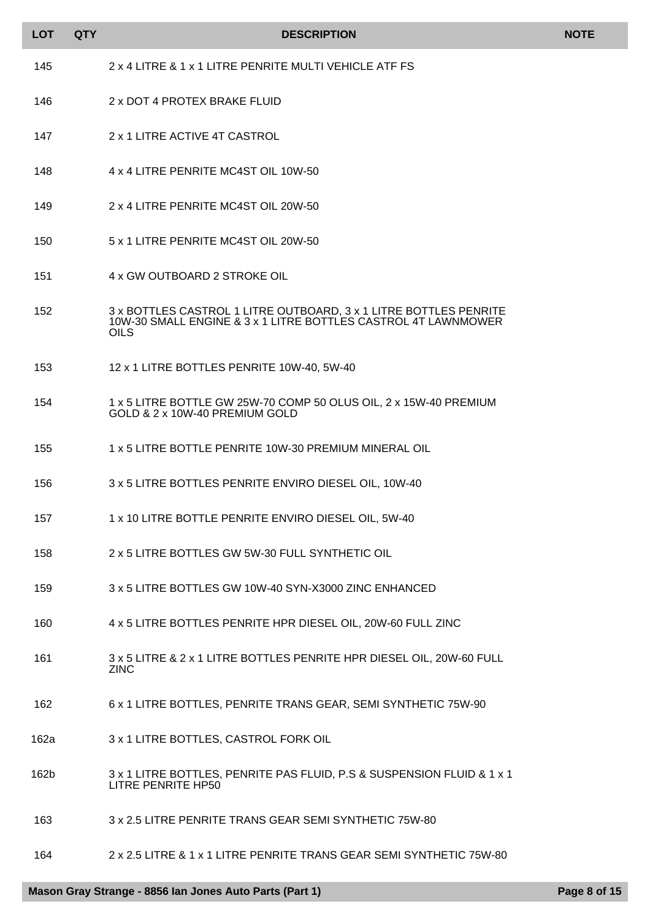| LOT | QTY | DESCRIPTION | NOTE |
| --- | --- | --- | --- |
| 145 | | 2 x 4 LITRE & 1 x 1 LITRE PENRITE MULTI VEHICLE ATF FS | |
| 146 | | 2 x DOT 4 PROTEX BRAKE FLUID | |
| 147 | | 2 x 1 LITRE ACTIVE 4T CASTROL | |
| 148 | | 4 x 4 LITRE PENRITE MC4ST OIL 10W-50 | |
| 149 | | 2 x 4 LITRE PENRITE MC4ST OIL 20W-50 | |
| 150 | | 5 x 1 LITRE PENRITE MC4ST OIL 20W-50 | |
| 151 | | 4 x GW OUTBOARD 2 STROKE OIL | |
| 152 | | 3 x BOTTLES CASTROL 1 LITRE OUTBOARD, 3 x 1 LITRE BOTTLES PENRITE 10W-30 SMALL ENGINE & 3 x 1 LITRE BOTTLES CASTROL 4T LAWNMOWER OILS | |
| 153 | | 12 x 1 LITRE BOTTLES PENRITE 10W-40, 5W-40 | |
| 154 | | 1 x 5 LITRE BOTTLE GW 25W-70 COMP 50 OLUS OIL, 2 x 15W-40 PREMIUM GOLD & 2 x 10W-40 PREMIUM GOLD | |
| 155 | | 1 x 5 LITRE BOTTLE PENRITE 10W-30 PREMIUM MINERAL OIL | |
| 156 | | 3 x 5 LITRE BOTTLES PENRITE ENVIRO DIESEL OIL, 10W-40 | |
| 157 | | 1 x 10 LITRE BOTTLE PENRITE ENVIRO DIESEL OIL, 5W-40 | |
| 158 | | 2 x 5 LITRE BOTTLES GW 5W-30 FULL SYNTHETIC OIL | |
| 159 | | 3 x 5 LITRE BOTTLES GW 10W-40 SYN-X3000 ZINC ENHANCED | |
| 160 | | 4 x 5 LITRE BOTTLES PENRITE HPR DIESEL OIL, 20W-60 FULL ZINC | |
| 161 | | 3 x 5 LITRE & 2 x 1 LITRE BOTTLES PENRITE HPR DIESEL OIL, 20W-60 FULL ZINC | |
| 162 | | 6 x 1 LITRE BOTTLES, PENRITE TRANS GEAR, SEMI SYNTHETIC 75W-90 | |
| 162a | | 3 x 1 LITRE BOTTLES, CASTROL FORK OIL | |
| 162b | | 3 x 1 LITRE BOTTLES, PENRITE PAS FLUID, P.S & SUSPENSION FLUID & 1 x 1 LITRE PENRITE HP50 | |
| 163 | | 3 x 2.5 LITRE PENRITE TRANS GEAR SEMI SYNTHETIC 75W-80 | |
| 164 | | 2 x 2.5 LITRE & 1 x 1 LITRE PENRITE TRANS GEAR SEMI SYNTHETIC 75W-80 | |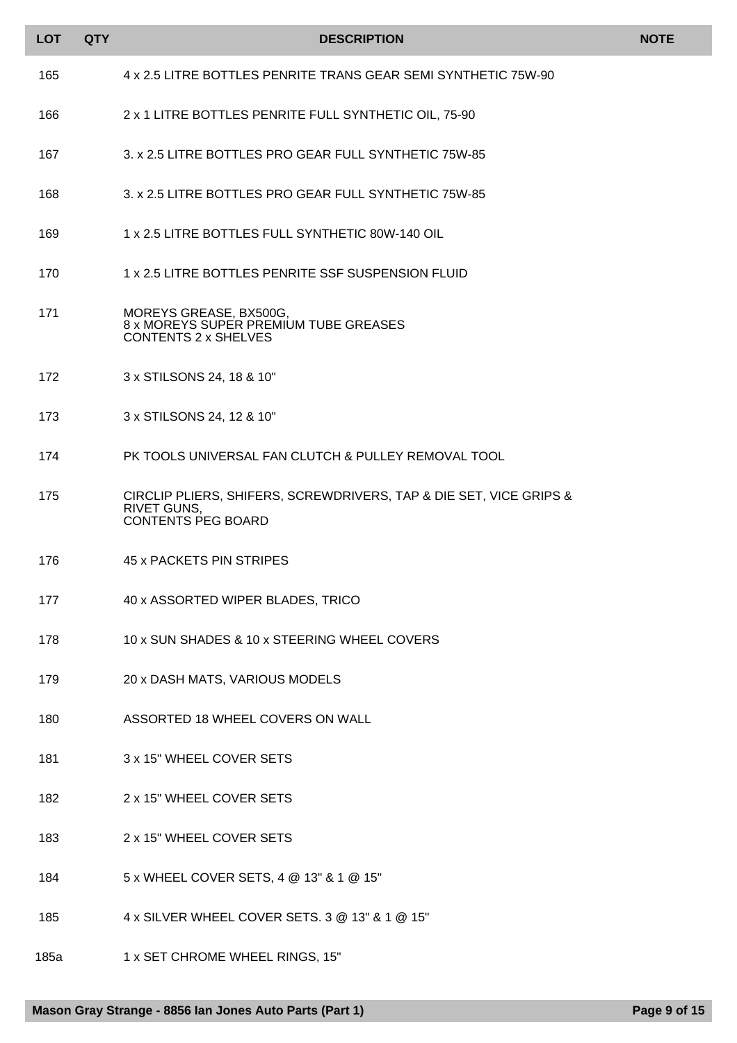| LOT | QTY | DESCRIPTION | NOTE |
| --- | --- | --- | --- |
| 165 | | 4 x 2.5 LITRE BOTTLES PENRITE TRANS GEAR SEMI SYNTHETIC 75W-90 | |
| 166 | | 2 x 1 LITRE BOTTLES PENRITE FULL SYNTHETIC OIL, 75-90 | |
| 167 | | 3. x 2.5 LITRE BOTTLES PRO GEAR FULL SYNTHETIC 75W-85 | |
| 168 | | 3. x 2.5 LITRE BOTTLES PRO GEAR FULL SYNTHETIC 75W-85 | |
| 169 | | 1 x 2.5 LITRE BOTTLES FULL SYNTHETIC 80W-140 OIL | |
| 170 | | 1 x 2.5 LITRE BOTTLES PENRITE SSF SUSPENSION FLUID | |
| 171 | | MOREYS GREASE, BX500G, 8 x MOREYS SUPER PREMIUM TUBE GREASES CONTENTS 2 x SHELVES | |
| 172 | | 3 x STILSONS 24, 18 & 10" | |
| 173 | | 3 x STILSONS 24, 12 & 10" | |
| 174 | | PK TOOLS UNIVERSAL FAN CLUTCH & PULLEY REMOVAL TOOL | |
| 175 | | CIRCLIP PLIERS, SHIFERS, SCREWDRIVERS, TAP & DIE SET, VICE GRIPS & RIVET GUNS, CONTENTS PEG BOARD | |
| 176 | | 45 x PACKETS PIN STRIPES | |
| 177 | | 40 x ASSORTED WIPER BLADES, TRICO | |
| 178 | | 10 x SUN SHADES & 10 x STEERING WHEEL COVERS | |
| 179 | | 20 x DASH MATS, VARIOUS MODELS | |
| 180 | | ASSORTED 18 WHEEL COVERS ON WALL | |
| 181 | | 3 x 15" WHEEL COVER SETS | |
| 182 | | 2 x 15" WHEEL COVER SETS | |
| 183 | | 2 x 15" WHEEL COVER SETS | |
| 184 | | 5 x WHEEL COVER SETS, 4 @ 13" & 1 @ 15" | |
| 185 | | 4 x SILVER WHEEL COVER SETS. 3 @ 13" & 1 @ 15" | |
| 185a | | 1 x SET CHROME WHEEL RINGS, 15" | |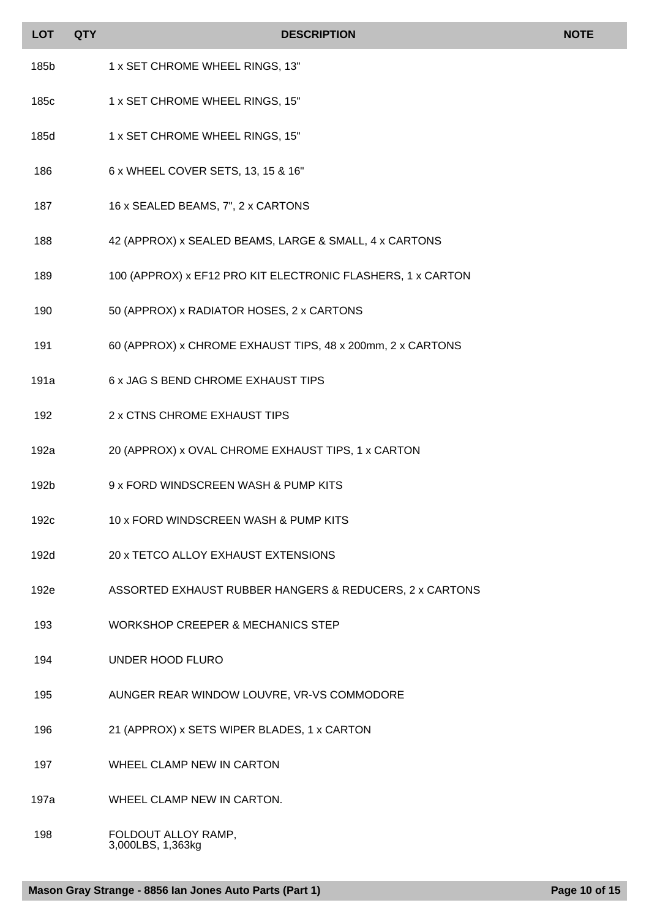| LOT | QTY | DESCRIPTION | NOTE |
|---|---|---|---|
| 185b | | 1 x SET CHROME WHEEL RINGS, 13" | |
| 185c | | 1 x SET CHROME WHEEL RINGS, 15" | |
| 185d | | 1 x SET CHROME WHEEL RINGS, 15" | |
| 186 | | 6 x WHEEL COVER SETS, 13, 15 & 16" | |
| 187 | | 16 x SEALED BEAMS, 7", 2 x CARTONS | |
| 188 | | 42 (APPROX) x SEALED BEAMS, LARGE & SMALL, 4 x CARTONS | |
| 189 | | 100 (APPROX) x EF12 PRO KIT ELECTRONIC FLASHERS, 1 x CARTON | |
| 190 | | 50 (APPROX) x RADIATOR HOSES, 2 x CARTONS | |
| 191 | | 60 (APPROX) x CHROME EXHAUST TIPS, 48 x 200mm, 2 x CARTONS | |
| 191a | | 6 x JAG S BEND CHROME EXHAUST TIPS | |
| 192 | | 2 x CTNS CHROME EXHAUST TIPS | |
| 192a | | 20 (APPROX) x OVAL CHROME EXHAUST TIPS, 1 x CARTON | |
| 192b | | 9 x FORD WINDSCREEN WASH & PUMP KITS | |
| 192c | | 10 x FORD WINDSCREEN WASH & PUMP KITS | |
| 192d | | 20 x TETCO ALLOY EXHAUST EXTENSIONS | |
| 192e | | ASSORTED EXHAUST RUBBER HANGERS & REDUCERS, 2 x CARTONS | |
| 193 | | WORKSHOP CREEPER & MECHANICS STEP | |
| 194 | | UNDER HOOD FLURO | |
| 195 | | AUNGER REAR WINDOW LOUVRE, VR-VS COMMODORE | |
| 196 | | 21 (APPROX) x SETS WIPER BLADES, 1 x CARTON | |
| 197 | | WHEEL CLAMP NEW IN CARTON | |
| 197a | | WHEEL CLAMP NEW IN CARTON. | |
| 198 | | FOLDOUT ALLOY RAMP, 3,000LBS, 1,363kg | |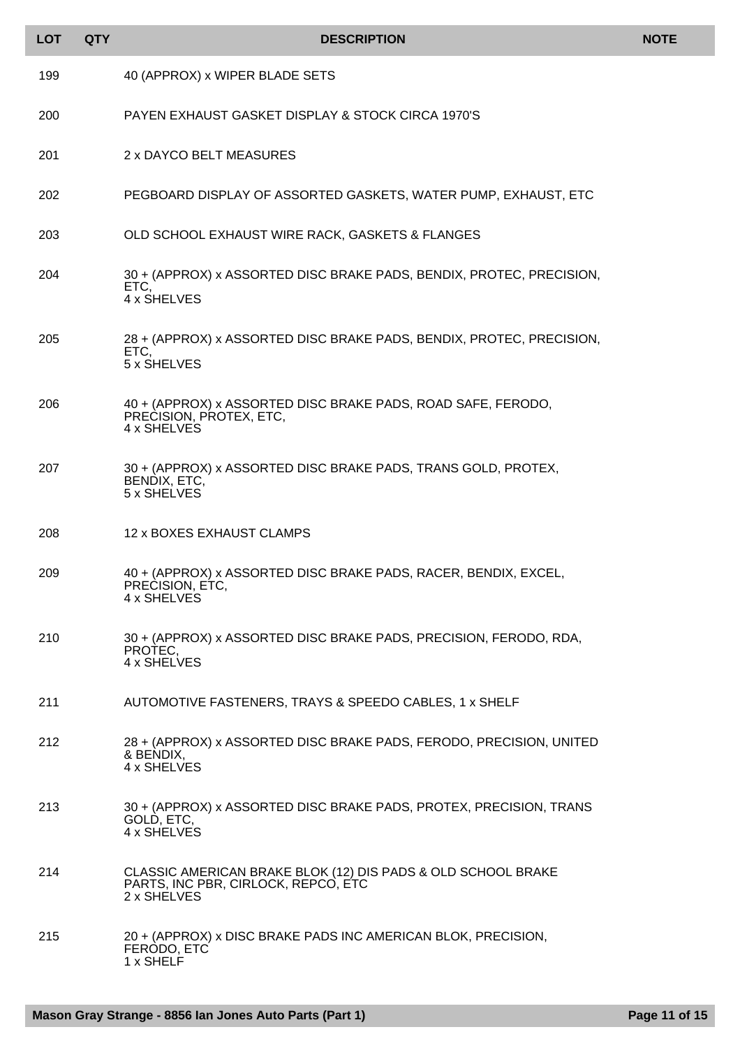| LOT | QTY | DESCRIPTION | NOTE |
|---|---|---|---|
| 199 | | 40 (APPROX) x WIPER BLADE SETS | |
| 200 | | PAYEN EXHAUST GASKET DISPLAY & STOCK CIRCA 1970'S | |
| 201 | | 2 x DAYCO BELT MEASURES | |
| 202 | | PEGBOARD DISPLAY OF ASSORTED GASKETS, WATER PUMP, EXHAUST, ETC | |
| 203 | | OLD SCHOOL EXHAUST WIRE RACK, GASKETS & FLANGES | |
| 204 | | 30 + (APPROX) x ASSORTED DISC BRAKE PADS, BENDIX, PROTEC, PRECISION, ETC, 4 x SHELVES | |
| 205 | | 28 + (APPROX) x ASSORTED DISC BRAKE PADS, BENDIX, PROTEC, PRECISION, ETC, 5 x SHELVES | |
| 206 | | 40 + (APPROX) x ASSORTED DISC BRAKE PADS, ROAD SAFE, FERODO, PRECISION, PROTEX, ETC, 4 x SHELVES | |
| 207 | | 30 + (APPROX) x ASSORTED DISC BRAKE PADS, TRANS GOLD, PROTEX, BENDIX, ETC, 5 x SHELVES | |
| 208 | | 12 x BOXES EXHAUST CLAMPS | |
| 209 | | 40 + (APPROX) x ASSORTED DISC BRAKE PADS, RACER, BENDIX, EXCEL, PRECISION, ETC, 4 x SHELVES | |
| 210 | | 30 + (APPROX) x ASSORTED DISC BRAKE PADS, PRECISION, FERODO, RDA, PROTEC, 4 x SHELVES | |
| 211 | | AUTOMOTIVE FASTENERS, TRAYS & SPEEDO CABLES, 1 x SHELF | |
| 212 | | 28 + (APPROX) x ASSORTED DISC BRAKE PADS, FERODO, PRECISION, UNITED & BENDIX, 4 x SHELVES | |
| 213 | | 30 + (APPROX) x ASSORTED DISC BRAKE PADS, PROTEX, PRECISION, TRANS GOLD, ETC, 4 x SHELVES | |
| 214 | | CLASSIC AMERICAN BRAKE BLOK (12) DIS PADS & OLD SCHOOL BRAKE PARTS, INC PBR, CIRLOCK, REPCO, ETC 2 x SHELVES | |
| 215 | | 20 + (APPROX) x DISC BRAKE PADS INC AMERICAN BLOK, PRECISION, FERODO, ETC 1 x SHELF | |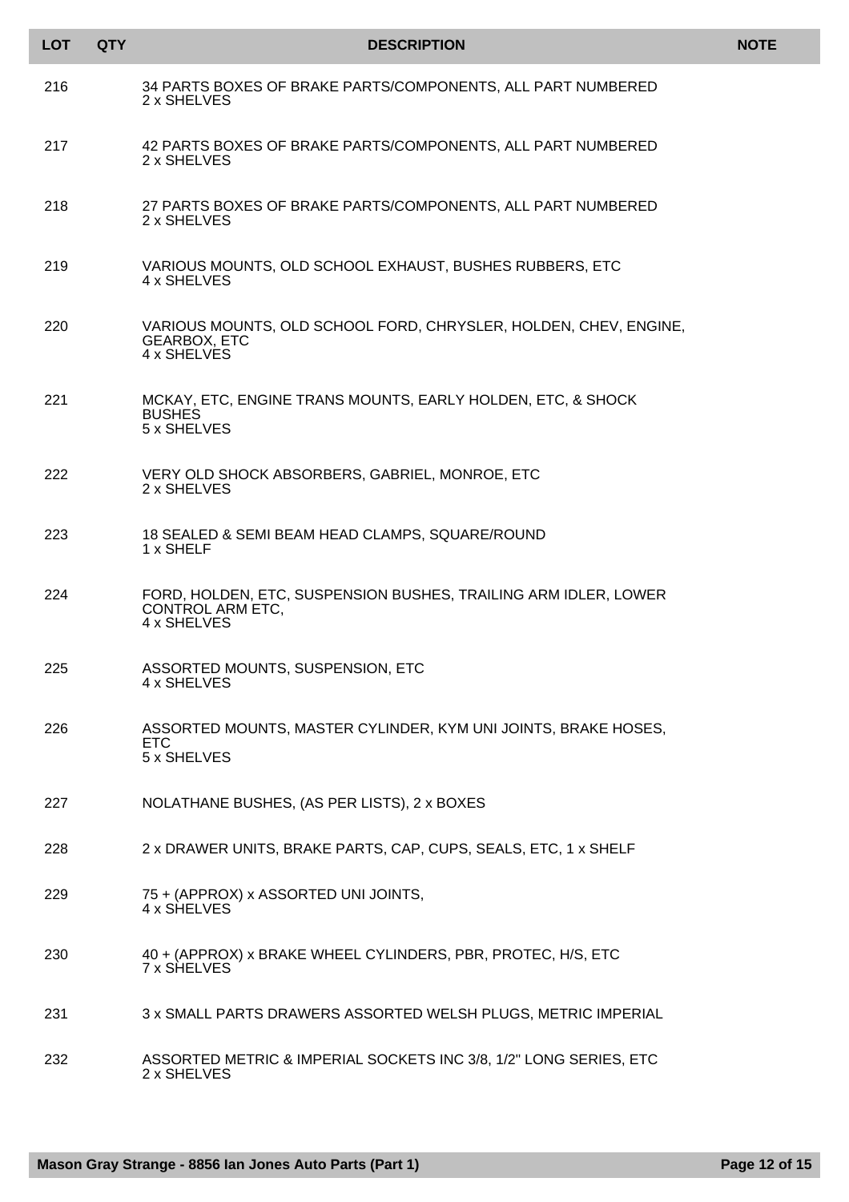| LOT | QTY | DESCRIPTION | NOTE |
|---|---|---|---|
| 216 | | 34 PARTS BOXES OF BRAKE PARTS/COMPONENTS, ALL PART NUMBERED 2 x SHELVES | |
| 217 | | 42 PARTS BOXES OF BRAKE PARTS/COMPONENTS, ALL PART NUMBERED 2 x SHELVES | |
| 218 | | 27 PARTS BOXES OF BRAKE PARTS/COMPONENTS, ALL PART NUMBERED 2 x SHELVES | |
| 219 | | VARIOUS MOUNTS, OLD SCHOOL EXHAUST, BUSHES RUBBERS, ETC 4 x SHELVES | |
| 220 | | VARIOUS MOUNTS, OLD SCHOOL FORD, CHRYSLER, HOLDEN, CHEV, ENGINE, GEARBOX, ETC 4 x SHELVES | |
| 221 | | MCKAY, ETC, ENGINE TRANS MOUNTS, EARLY HOLDEN, ETC, & SHOCK BUSHES 5 x SHELVES | |
| 222 | | VERY OLD SHOCK ABSORBERS, GABRIEL, MONROE, ETC 2 x SHELVES | |
| 223 | | 18 SEALED & SEMI BEAM HEAD CLAMPS, SQUARE/ROUND 1 x SHELF | |
| 224 | | FORD, HOLDEN, ETC, SUSPENSION BUSHES, TRAILING ARM IDLER, LOWER CONTROL ARM ETC, 4 x SHELVES | |
| 225 | | ASSORTED MOUNTS, SUSPENSION, ETC 4 x SHELVES | |
| 226 | | ASSORTED MOUNTS, MASTER CYLINDER, KYM UNI JOINTS, BRAKE HOSES, ETC 5 x SHELVES | |
| 227 | | NOLATHANE BUSHES, (AS PER LISTS), 2 x BOXES | |
| 228 | | 2 x DRAWER UNITS, BRAKE PARTS, CAP, CUPS, SEALS, ETC, 1 x SHELF | |
| 229 | | 75 + (APPROX) x ASSORTED UNI JOINTS, 4 x SHELVES | |
| 230 | | 40 + (APPROX) x BRAKE WHEEL CYLINDERS, PBR, PROTEC, H/S, ETC 7 x SHELVES | |
| 231 | | 3 x SMALL PARTS DRAWERS ASSORTED WELSH PLUGS, METRIC IMPERIAL | |
| 232 | | ASSORTED METRIC & IMPERIAL SOCKETS INC 3/8, 1/2" LONG SERIES, ETC 2 x SHELVES | |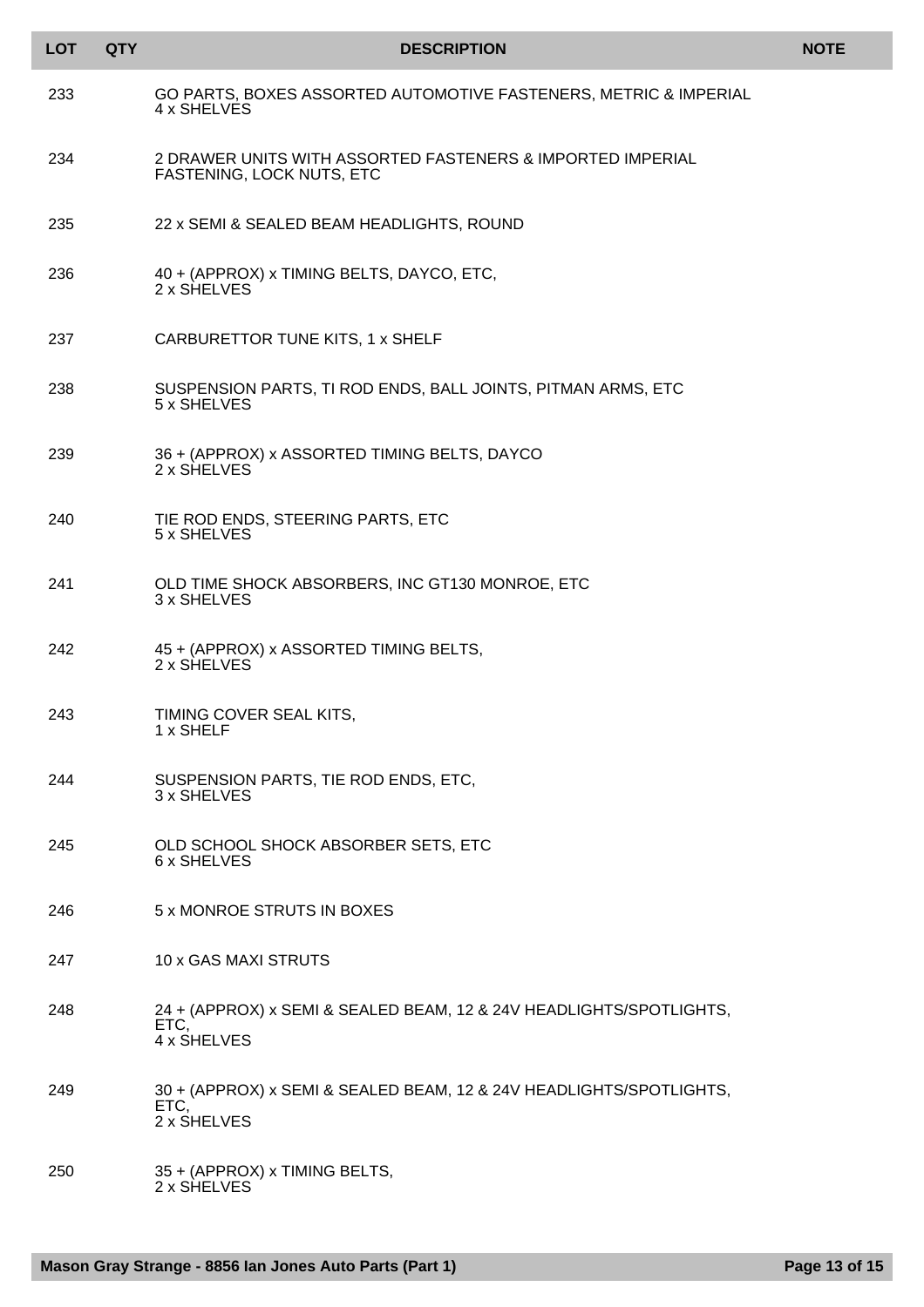| LOT | QTY | DESCRIPTION | NOTE |
|---|---|---|---|
| 233 | | GO PARTS, BOXES ASSORTED AUTOMOTIVE FASTENERS, METRIC & IMPERIAL 4 x SHELVES | |
| 234 | | 2 DRAWER UNITS WITH ASSORTED FASTENERS & IMPORTED IMPERIAL FASTENING, LOCK NUTS, ETC | |
| 235 | | 22 x SEMI & SEALED BEAM HEADLIGHTS, ROUND | |
| 236 | | 40 + (APPROX) x TIMING BELTS, DAYCO, ETC, 2 x SHELVES | |
| 237 | | CARBURETTOR TUNE KITS, 1 x SHELF | |
| 238 | | SUSPENSION PARTS, TI ROD ENDS, BALL JOINTS, PITMAN ARMS, ETC 5 x SHELVES | |
| 239 | | 36 + (APPROX) x ASSORTED TIMING BELTS, DAYCO 2 x SHELVES | |
| 240 | | TIE ROD ENDS, STEERING PARTS, ETC 5 x SHELVES | |
| 241 | | OLD TIME SHOCK ABSORBERS, INC GT130 MONROE, ETC 3 x SHELVES | |
| 242 | | 45 + (APPROX) x ASSORTED TIMING BELTS, 2 x SHELVES | |
| 243 | | TIMING COVER SEAL KITS, 1 x SHELF | |
| 244 | | SUSPENSION PARTS, TIE ROD ENDS, ETC, 3 x SHELVES | |
| 245 | | OLD SCHOOL SHOCK ABSORBER SETS, ETC 6 x SHELVES | |
| 246 | | 5 x MONROE STRUTS IN BOXES | |
| 247 | | 10 x GAS MAXI STRUTS | |
| 248 | | 24 + (APPROX) x SEMI & SEALED BEAM, 12 & 24V HEADLIGHTS/SPOTLIGHTS, ETC, 4 x SHELVES | |
| 249 | | 30 + (APPROX) x SEMI & SEALED BEAM, 12 & 24V HEADLIGHTS/SPOTLIGHTS, ETC, 2 x SHELVES | |
| 250 | | 35 + (APPROX) x TIMING BELTS, 2 x SHELVES | |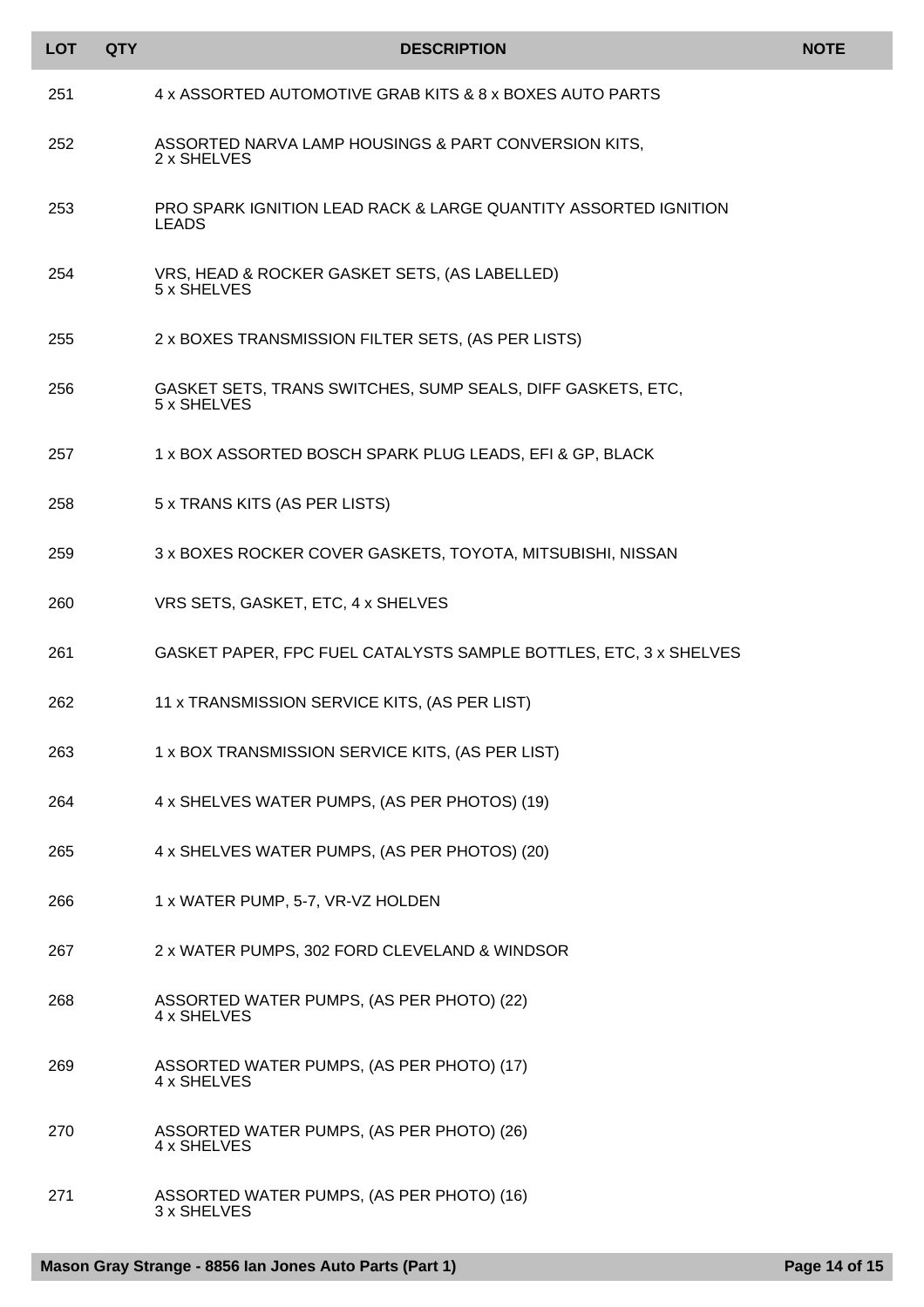| LOT | QTY | DESCRIPTION | NOTE |
|---|---|---|---|
| 251 | | 4 x ASSORTED AUTOMOTIVE GRAB KITS & 8 x BOXES AUTO PARTS | |
| 252 | | ASSORTED NARVA LAMP HOUSINGS & PART CONVERSION KITS, 2 x SHELVES | |
| 253 | | PRO SPARK IGNITION LEAD RACK & LARGE QUANTITY ASSORTED IGNITION LEADS | |
| 254 | | VRS, HEAD & ROCKER GASKET SETS, (AS LABELLED) 5 x SHELVES | |
| 255 | | 2 x BOXES TRANSMISSION FILTER SETS, (AS PER LISTS) | |
| 256 | | GASKET SETS, TRANS SWITCHES, SUMP SEALS, DIFF GASKETS, ETC, 5 x SHELVES | |
| 257 | | 1 x BOX ASSORTED BOSCH SPARK PLUG LEADS, EFI & GP, BLACK | |
| 258 | | 5 x TRANS KITS (AS PER LISTS) | |
| 259 | | 3 x BOXES ROCKER COVER GASKETS, TOYOTA, MITSUBISHI, NISSAN | |
| 260 | | VRS SETS, GASKET, ETC, 4 x SHELVES | |
| 261 | | GASKET PAPER, FPC FUEL CATALYSTS SAMPLE BOTTLES, ETC, 3 x SHELVES | |
| 262 | | 11 x TRANSMISSION SERVICE KITS, (AS PER LIST) | |
| 263 | | 1 x BOX TRANSMISSION SERVICE KITS, (AS PER LIST) | |
| 264 | | 4 x SHELVES WATER PUMPS, (AS PER PHOTOS) (19) | |
| 265 | | 4 x SHELVES WATER PUMPS, (AS PER PHOTOS) (20) | |
| 266 | | 1 x WATER PUMP, 5-7, VR-VZ HOLDEN | |
| 267 | | 2 x WATER PUMPS, 302 FORD CLEVELAND & WINDSOR | |
| 268 | | ASSORTED WATER PUMPS, (AS PER PHOTO) (22) 4 x SHELVES | |
| 269 | | ASSORTED WATER PUMPS, (AS PER PHOTO) (17) 4 x SHELVES | |
| 270 | | ASSORTED WATER PUMPS, (AS PER PHOTO) (26) 4 x SHELVES | |
| 271 | | ASSORTED WATER PUMPS, (AS PER PHOTO) (16) 3 x SHELVES | |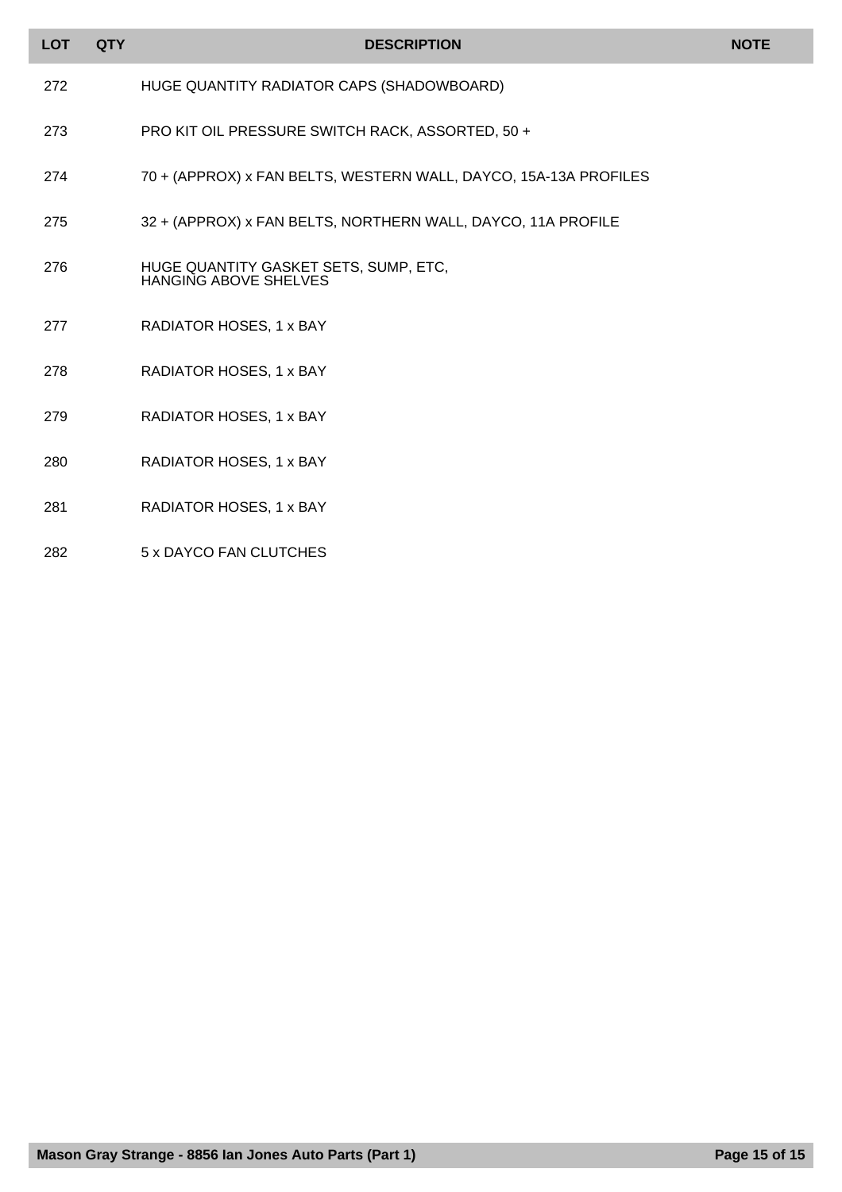| LOT | QTY | DESCRIPTION | NOTE |
|---|---|---|---|
| 272 | | HUGE QUANTITY RADIATOR CAPS (SHADOWBOARD) | |
| 273 | | PRO KIT OIL PRESSURE SWITCH RACK, ASSORTED, 50 + | |
| 274 | | 70 + (APPROX) x FAN BELTS, WESTERN WALL, DAYCO, 15A-13A PROFILES | |
| 275 | | 32 + (APPROX) x FAN BELTS, NORTHERN WALL, DAYCO, 11A PROFILE | |
| 276 | | HUGE QUANTITY GASKET SETS, SUMP, ETC, HANGING ABOVE SHELVES | |
| 277 | | RADIATOR HOSES, 1 x BAY | |
| 278 | | RADIATOR HOSES, 1 x BAY | |
| 279 | | RADIATOR HOSES, 1 x BAY | |
| 280 | | RADIATOR HOSES, 1 x BAY | |
| 281 | | RADIATOR HOSES, 1 x BAY | |
| 282 | | 5 x DAYCO FAN CLUTCHES | |